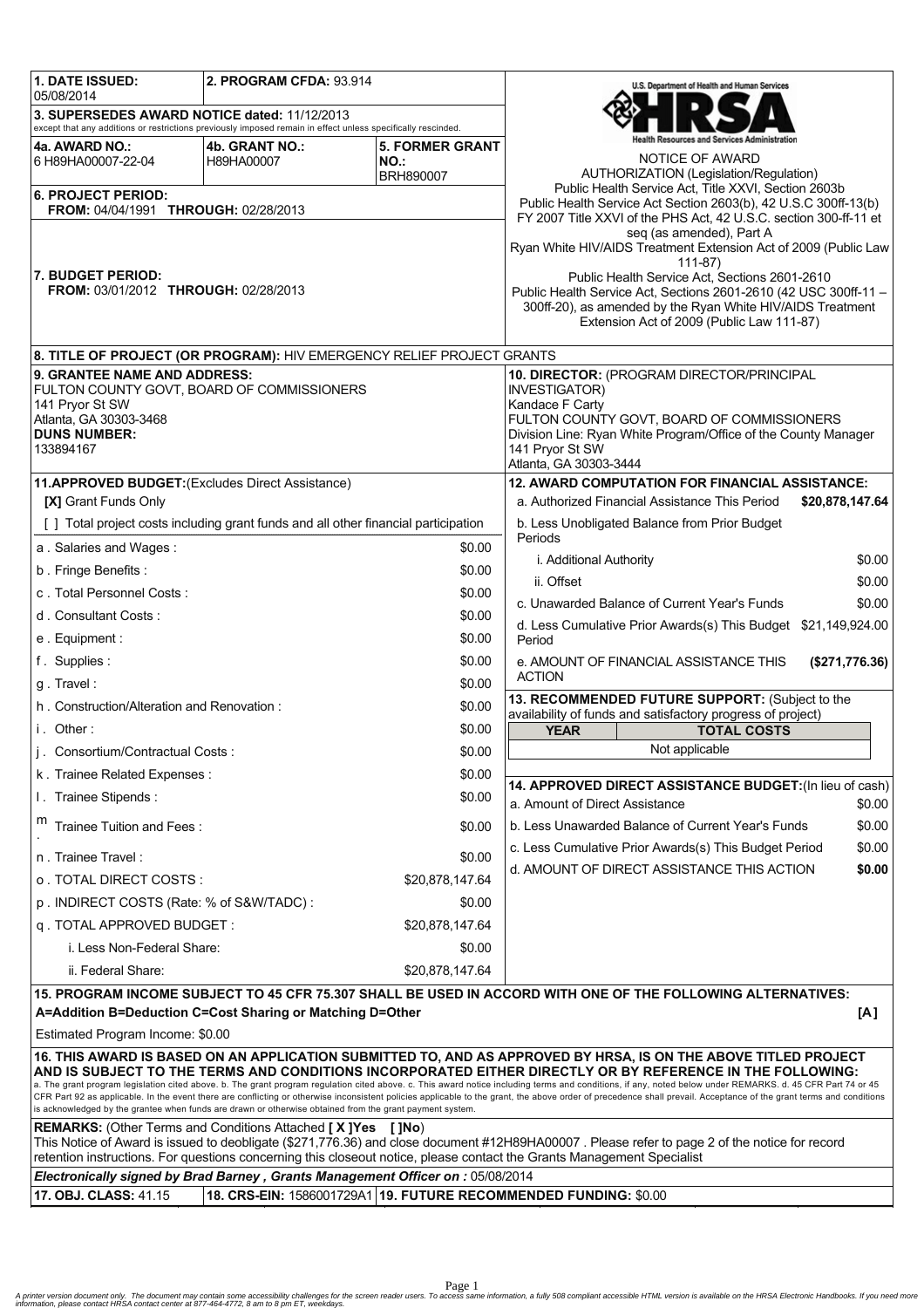**1. DATE ISSUED:** 05/08/2014

**2. PROGRAM CFDA:** 93.914

**3. SUPERSEDES AWARD NOTICE dated:** 11/12/2013
except that any additions or restrictions previously imposed remain in effect unless specifically rescinded.

**4a. AWARD NO.:** 6 H89HA00007-22-04

**4b. GRANT NO.:** H89HA00007

**5. FORMER GRANT NO.:** BRH890007

**6. PROJECT PERIOD:**
**FROM:** 04/04/1991 **THROUGH:** 02/28/2013

**7. BUDGET PERIOD:**
**FROM:** 03/01/2012 **THROUGH:** 02/28/2013

U.S. Department of Health and Human Services
HRSA
Health Resources and Services Administration

NOTICE OF AWARD

AUTHORIZATION (Legislation/Regulation)
Public Health Service Act, Title XXVI, Section 2603b
Public Health Service Act Section 2603(b), 42 U.S.C 300ff-13(b)
FY 2007 Title XXVI of the PHS Act, 42 U.S.C. section 300-ff-11 et seq (as amended), Part A
Ryan White HIV/AIDS Treatment Extension Act of 2009 (Public Law 111-87)
Public Health Service Act, Sections 2601-2610
Public Health Service Act, Sections 2601-2610 (42 USC 300ff-11 – 300ff-20), as amended by the Ryan White HIV/AIDS Treatment Extension Act of 2009 (Public Law 111-87)

**8. TITLE OF PROJECT (OR PROGRAM):** HIV EMERGENCY RELIEF PROJECT GRANTS

**9. GRANTEE NAME AND ADDRESS:**
FULTON COUNTY GOVT, BOARD OF COMMISSIONERS
141 Pryor St SW
Atlanta, GA 30303-3468
**DUNS NUMBER:**
133894167

**10. DIRECTOR:** (PROGRAM DIRECTOR/PRINCIPAL INVESTIGATOR)
Kandace F Carty
FULTON COUNTY GOVT, BOARD OF COMMISSIONERS
Division Line: Ryan White Program/Office of the County Manager
141 Pryor St SW
Atlanta, GA 30303-3444

**11.APPROVED BUDGET:**(Excludes Direct Assistance)

**[X]** Grant Funds Only

[ ] Total project costs including grant funds and all other financial participation

| Item | Amount |
|---|---|
| a . Salaries and Wages : | $0.00 |
| b . Fringe Benefits : | $0.00 |
| c . Total Personnel Costs : | $0.00 |
| d . Consultant Costs : | $0.00 |
| e . Equipment : | $0.00 |
| f . Supplies : | $0.00 |
| g . Travel : | $0.00 |
| h . Construction/Alteration and Renovation : | $0.00 |
| i . Other : | $0.00 |
| j . Consortium/Contractual Costs : | $0.00 |
| k . Trainee Related Expenses : | $0.00 |
| l . Trainee Stipends : | $0.00 |
| m . Trainee Tuition and Fees : | $0.00 |
| n . Trainee Travel : | $0.00 |
| o . TOTAL DIRECT COSTS : | $20,878,147.64 |
| p . INDIRECT COSTS (Rate: % of S&W/TADC) : | $0.00 |
| q . TOTAL APPROVED BUDGET : | $20,878,147.64 |
| i. Less Non-Federal Share: | $0.00 |
| ii. Federal Share: | $20,878,147.64 |

**12. AWARD COMPUTATION FOR FINANCIAL ASSISTANCE:**

| Item | Amount |
|---|---|
| a. Authorized Financial Assistance This Period | **$20,878,147.64** |
| b. Less Unobligated Balance from Prior Budget Periods | |
| i. Additional Authority | $0.00 |
| ii. Offset | $0.00 |
| c. Unawarded Balance of Current Year's Funds | $0.00 |
| d. Less Cumulative Prior Awards(s) This Budget Period | $21,149,924.00 |
| e. AMOUNT OF FINANCIAL ASSISTANCE THIS ACTION | **($271,776.36)** |

**13. RECOMMENDED FUTURE SUPPORT:** (Subject to the availability of funds and satisfactory progress of project)

| YEAR | TOTAL COSTS |
|---|---|
| Not applicable | |

**14. APPROVED DIRECT ASSISTANCE BUDGET:**(In lieu of cash)

| Item | Amount |
|---|---|
| a. Amount of Direct Assistance | $0.00 |
| b. Less Unawarded Balance of Current Year's Funds | $0.00 |
| c. Less Cumulative Prior Awards(s) This Budget Period | $0.00 |
| d. AMOUNT OF DIRECT ASSISTANCE THIS ACTION | **$0.00** |

**15. PROGRAM INCOME SUBJECT TO 45 CFR 75.307 SHALL BE USED IN ACCORD WITH ONE OF THE FOLLOWING ALTERNATIVES:**
**A=Addition B=Deduction C=Cost Sharing or Matching D=Other** **[A]**

Estimated Program Income: $0.00

**16. THIS AWARD IS BASED ON AN APPLICATION SUBMITTED TO, AND AS APPROVED BY HRSA, IS ON THE ABOVE TITLED PROJECT AND IS SUBJECT TO THE TERMS AND CONDITIONS INCORPORATED EITHER DIRECTLY OR BY REFERENCE IN THE FOLLOWING:**
a. The grant program legislation cited above. b. The grant program regulation cited above. c. This award notice including terms and conditions, if any, noted below under REMARKS. d. 45 CFR Part 74 or 45 CFR Part 92 as applicable. In the event there are conflicting or otherwise inconsistent policies applicable to the grant, the above order of precedence shall prevail. Acceptance of the grant terms and conditions is acknowledged by the grantee when funds are drawn or otherwise obtained from the grant payment system.

**REMARKS:** (Other Terms and Conditions Attached **[ X ]Yes [ ]No**)
This Notice of Award is issued to deobligate ($271,776.36) and close document #12H89HA00007 . Please refer to page 2 of the notice for record retention instructions. For questions concerning this closeout notice, please contact the Grants Management Specialist

***Electronically signed by Brad Barney , Grants Management Officer on :*** 05/08/2014

**17. OBJ. CLASS:** 41.15 | **18. CRS-EIN:** 1586001729A1 | **19. FUTURE RECOMMENDED FUNDING:** $0.00

A printer version document only. The document may contain some accessibility challenges for the screen reader users. To access same information, a fully 508 compliant accessible HTML version is available on the HRSA Electronic Handbooks. If you need more information, please contact HRSA contact center at 877-464-4772, 8 am to 8 pm ET, weekdays.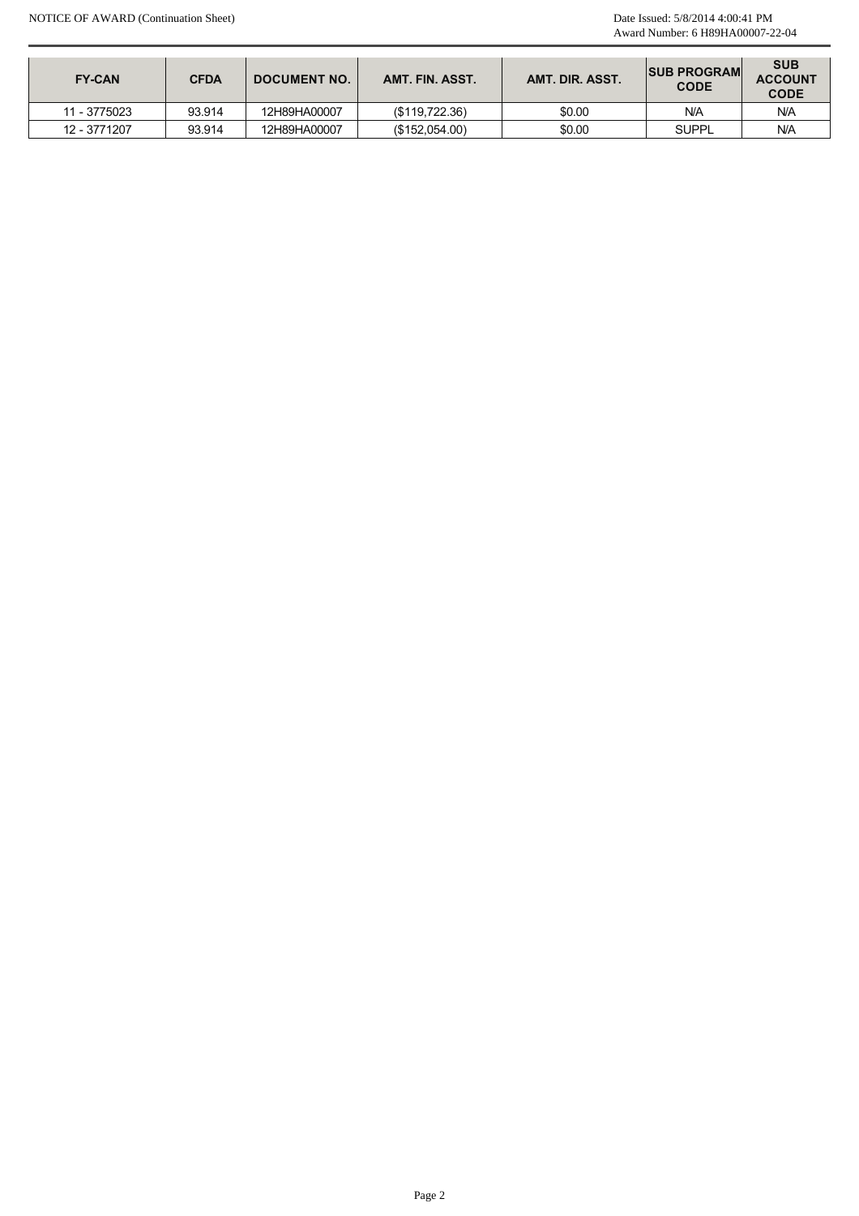NOTICE OF AWARD (Continuation Sheet)

Date Issued: 5/8/2014 4:00:41 PM
Award Number: 6 H89HA00007-22-04

| FY-CAN | CFDA | DOCUMENT NO. | AMT. FIN. ASST. | AMT. DIR. ASST. | SUB PROGRAM CODE | SUB ACCOUNT CODE |
|---|---|---|---|---|---|---|
| 11 - 3775023 | 93.914 | 12H89HA00007 | ($119,722.36) | $0.00 | N/A | N/A |
| 12 - 3771207 | 93.914 | 12H89HA00007 | ($152,054.00) | $0.00 | SUPPL | N/A |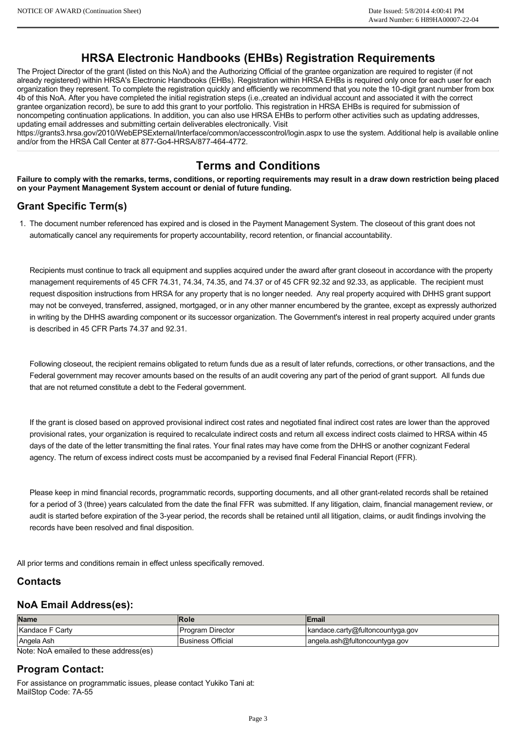## HRSA Electronic Handbooks (EHBs) Registration Requirements

The Project Director of the grant (listed on this NoA) and the Authorizing Official of the grantee organization are required to register (if not already registered) within HRSA's Electronic Handbooks (EHBs). Registration within HRSA EHBs is required only once for each user for each organization they represent. To complete the registration quickly and efficiently we recommend that you note the 10-digit grant number from box 4b of this NoA. After you have completed the initial registration steps (i.e.,created an individual account and associated it with the correct grantee organization record), be sure to add this grant to your portfolio. This registration in HRSA EHBs is required for submission of noncompeting continuation applications. In addition, you can also use HRSA EHBs to perform other activities such as updating addresses, updating email addresses and submitting certain deliverables electronically. Visit https://grants3.hrsa.gov/2010/WebEPSExternal/Interface/common/accesscontrol/login.aspx to use the system. Additional help is available online and/or from the HRSA Call Center at 877-Go4-HRSA/877-464-4772.

## Terms and Conditions

**Failure to comply with the remarks, terms, conditions, or reporting requirements may result in a draw down restriction being placed on your Payment Management System account or denial of future funding.**

### Grant Specific Term(s)

1. The document number referenced has expired and is closed in the Payment Management System. The closeout of this grant does not automatically cancel any requirements for property accountability, record retention, or financial accountability.

   Recipients must continue to track all equipment and supplies acquired under the award after grant closeout in accordance with the property management requirements of 45 CFR 74.31, 74.34, 74.35, and 74.37 or of 45 CFR 92.32 and 92.33, as applicable. The recipient must request disposition instructions from HRSA for any property that is no longer needed. Any real property acquired with DHHS grant support may not be conveyed, transferred, assigned, mortgaged, or in any other manner encumbered by the grantee, except as expressly authorized in writing by the DHHS awarding component or its successor organization. The Government's interest in real property acquired under grants is described in 45 CFR Parts 74.37 and 92.31.

   Following closeout, the recipient remains obligated to return funds due as a result of later refunds, corrections, or other transactions, and the Federal government may recover amounts based on the results of an audit covering any part of the period of grant support. All funds due that are not returned constitute a debt to the Federal government.

   If the grant is closed based on approved provisional indirect cost rates and negotiated final indirect cost rates are lower than the approved provisional rates, your organization is required to recalculate indirect costs and return all excess indirect costs claimed to HRSA within 45 days of the date of the letter transmitting the final rates. Your final rates may have come from the DHHS or another cognizant Federal agency. The return of excess indirect costs must be accompanied by a revised final Federal Financial Report (FFR).

   Please keep in mind financial records, programmatic records, supporting documents, and all other grant-related records shall be retained for a period of 3 (three) years calculated from the date the final FFR was submitted. If any litigation, claim, financial management review, or audit is started before expiration of the 3-year period, the records shall be retained until all litigation, claims, or audit findings involving the records have been resolved and final disposition.

All prior terms and conditions remain in effect unless specifically removed.

### Contacts

### NoA Email Address(es):

| Name | Role | Email |
|---|---|---|
| Kandace F Carty | Program Director | kandace.carty@fultoncountyga.gov |
| Angela Ash | Business Official | angela.ash@fultoncountyga.gov |

Note: NoA emailed to these address(es)

### Program Contact:

For assistance on programmatic issues, please contact Yukiko Tani at:
MailStop Code: 7A-55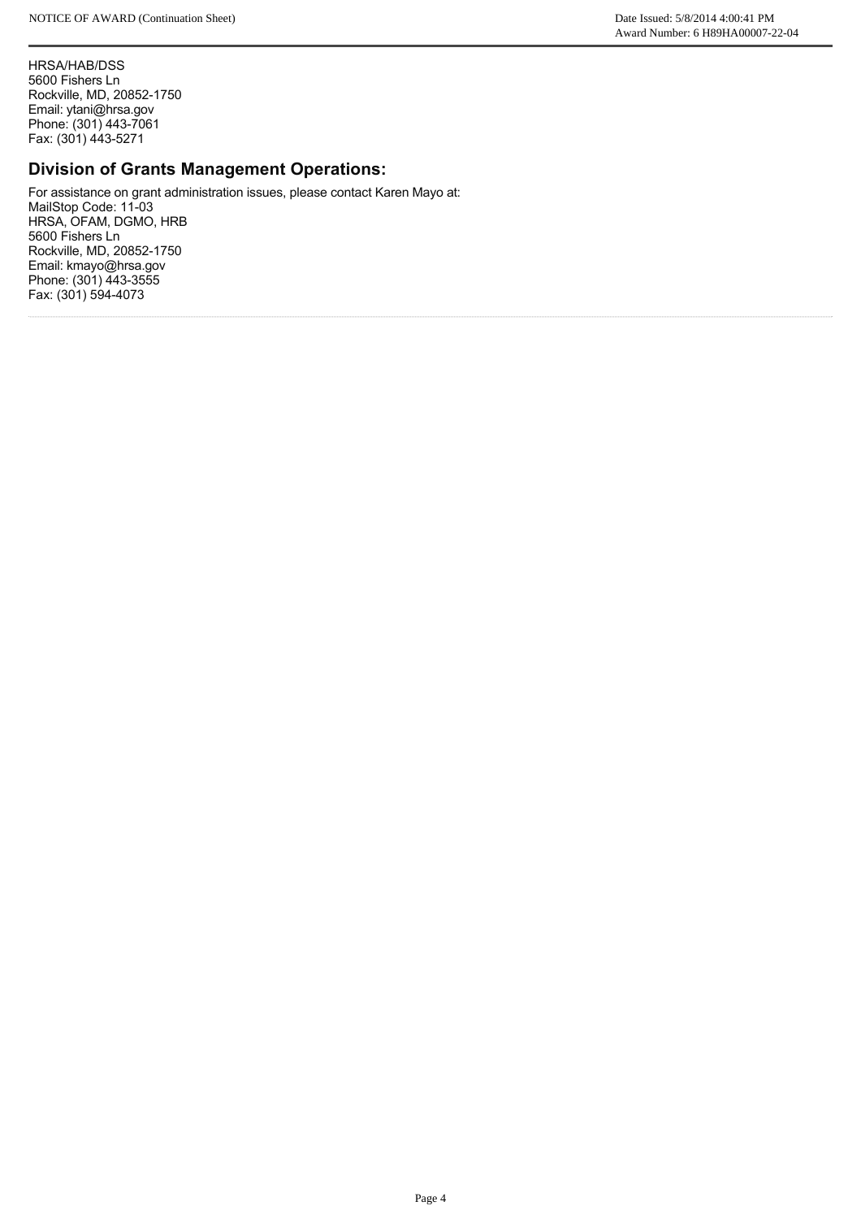HRSA/HAB/DSS
5600 Fishers Ln
Rockville, MD, 20852-1750
Email: ytani@hrsa.gov
Phone: (301) 443-7061
Fax: (301) 443-5271

## Division of Grants Management Operations:

For assistance on grant administration issues, please contact Karen Mayo at:
MailStop Code: 11-03
HRSA, OFAM, DGMO, HRB
5600 Fishers Ln
Rockville, MD, 20852-1750
Email: kmayo@hrsa.gov
Phone: (301) 443-3555
Fax: (301) 594-4073